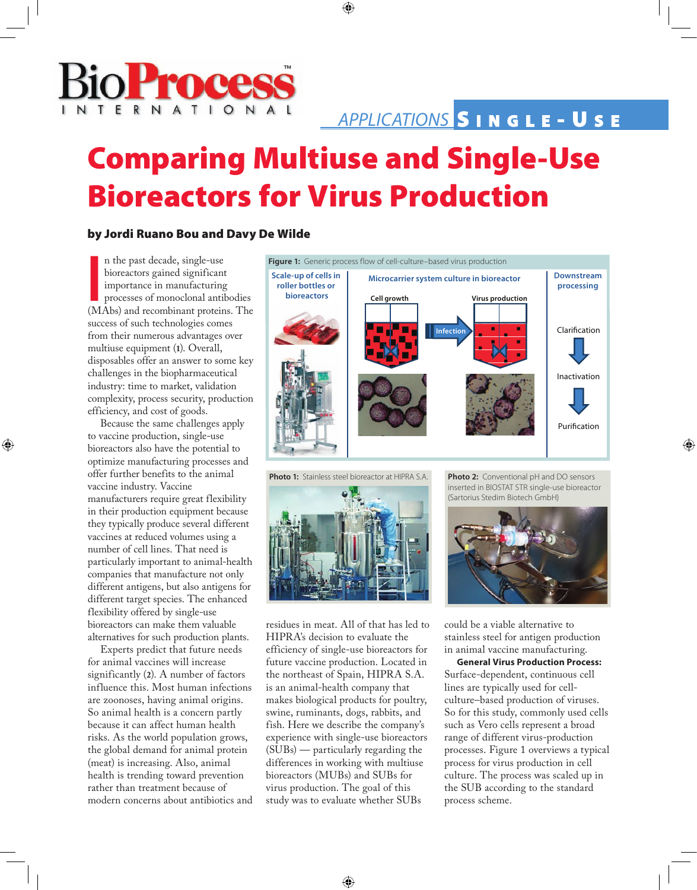APPLICATIONS **SINGLE-USE**

# Comparing Multiuse and Single-Use Bioreactors for Virus Production

**by Jordi Ruano Bou and Davy De Wilde**

In the past decade, single-use bioreactors gained significant importance in manufacturing processes of monoclonal antibodies (MAbs) and recombinant proteins. The success of such technologies comes from their numerous advantages over multiuse equipment (1). Overall, disposables offer an answer to some key challenges in the biopharmaceutical industry: time to market, validation complexity, process security, production efficiency, and cost of goods.

Because the same challenges apply to vaccine production, single-use bioreactors also have the potential to optimize manufacturing processes and offer further benefits to the animal vaccine industry. Vaccine manufacturers require great flexibility in their production equipment because they typically produce several different vaccines at reduced volumes using a number of cell lines. That need is particularly important to animal-health companies that manufacture not only different antigens, but also antigens for different target species. The enhanced flexibility offered by single-use bioreactors can make them valuable alternatives for such production plants.

Experts predict that future needs for animal vaccines will increase significantly (2). A number of factors influence this. Most human infections are zoonoses, having animal origins. So animal health is a concern partly because it can affect human health risks. As the world population grows, the global demand for animal protein (meat) is increasing. Also, animal health is trending toward prevention rather than treatment because of modern concerns about antibiotics and residues in meat. All of that has led to HIPRA's decision to evaluate the efficiency of single-use bioreactors for future vaccine production. Located in the northeast of Spain, HIPRA S.A. is an animal-health company that makes biological products for poultry, swine, ruminants, dogs, rabbits, and fish. Here we describe the company's experience with single-use bioreactors (SUBs) — particularly regarding the differences in working with multiuse bioreactors (MUBs) and SUBs for virus production. The goal of this study was to evaluate whether SUBs could be a viable alternative to stainless steel for antigen production in animal vaccine manufacturing.

**Figure 1:** Generic process flow of cell-culture–based virus production

Scale-up of cells in roller bottles or bioreactors | Microcarrier system culture in bioreactor: Cell growth → Infection → Virus production | Downstream processing: Clarification → Inactivation → Purification

**Photo 1:** Stainless steel bioreactor at HIPRA S.A.

**Photo 2:** Conventional pH and DO sensors inserted in BIOSTAT STR single-use bioreactor (Sartorius Stedim Biotech GmbH)

**General Virus Production Process:** Surface-dependent, continuous cell lines are typically used for cell-culture–based production of viruses. So for this study, commonly used cells such as Vero cells represent a broad range of different virus-production processes. Figure 1 overviews a typical process for virus production in cell culture. The process was scaled up in the SUB according to the standard process scheme.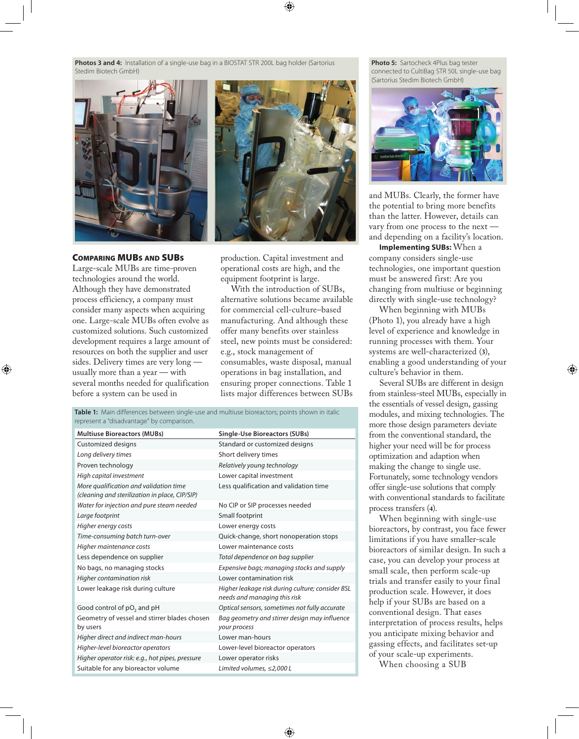**Photos 3 and 4:** Installation of a single-use bag in a BIOSTAT STR 200L bag holder (Sartorius Stedim Biotech GmbH)

**Photo 5:** Sartocheck 4Plus bag tester connected to CultiBag STR 50L single-use bag (Sartorius Stedim Biotech GmbH)

## Comparing MUBs and SUBs

Large-scale MUBs are time-proven technologies around the world. Although they have demonstrated process efficiency, a company must consider many aspects when acquiring one. Large-scale MUBs often evolve as customized solutions. Such customized development requires a large amount of resources on both the supplier and user sides. Delivery times are very long — usually more than a year — with several months needed for qualification before a system can be used in production. Capital investment and operational costs are high, and the equipment footprint is large.

With the introduction of SUBs, alternative solutions became available for commercial cell-culture–based manufacturing. And although these offer many benefits over stainless steel, new points must be considered: e.g., stock management of consumables, waste disposal, manual operations in bag installation, and ensuring proper connections. Table 1 lists major differences between SUBs and MUBs. Clearly, the former have the potential to bring more benefits than the latter. However, details can vary from one process to the next — and depending on a facility's location.

**Table 1:** Main differences between single-use and multiuse bioreactors; points shown in italic represent a "disadvantage" by comparison.

| Multiuse Bioreactors (MUBs) | Single-Use Bioreactors (SUBs) |
|---|---|
| Customized designs | Standard or customized designs |
| *Long delivery times* | Short delivery times |
| Proven technology | *Relatively young technology* |
| *High capital investment* | Lower capital investment |
| *More qualification and validation time (cleaning and sterilization in place, CIP/SIP)* | Less qualification and validation time |
| *Water for injection and pure steam needed* | No CIP or SIP processes needed |
| *Large footprint* | Small footprint |
| *Higher energy costs* | Lower energy costs |
| *Time-consuming batch turn-over* | Quick-change, short nonoperation stops |
| *Higher maintenance costs* | Lower maintenance costs |
| Less dependence on supplier | *Total dependence on bag supplier* |
| No bags, no managing stocks | *Expensive bags; managing stocks and supply* |
| *Higher contamination risk* | Lower contamination risk |
| Lower leakage risk during culture | *Higher leakage risk during culture; consider BSL needs and managing this risk* |
| Good control of $pO_2$ and pH | *Optical sensors, sometimes not fully accurate* |
| Geometry of vessel and stirrer blades chosen by users | *Bag geometry and stirrer design may influence your process* |
| *Higher direct and indirect man-hours* | Lower man-hours |
| *Higher-level bioreactor operators* | Lower-level bioreactor operators |
| *Higher operator risk: e.g., hot pipes, pressure* | Lower operator risks |
| Suitable for any bioreactor volume | *Limited volumes, ≤2,000 L* |

**Implementing SUBs:** When a company considers single-use technologies, one important question must be answered first: Are you changing from multiuse or beginning directly with single-use technology?

When beginning with MUBs (Photo 1), you already have a high level of experience and knowledge in running processes with them. Your systems are well-characterized (**3**), enabling a good understanding of your culture's behavior in them.

Several SUBs are different in design from stainless-steel MUBs, especially in the essentials of vessel design, gassing modules, and mixing technologies. The more those design parameters deviate from the conventional standard, the higher your need will be for process optimization and adaption when making the change to single use. Fortunately, some technology vendors offer single-use solutions that comply with conventional standards to facilitate process transfers (**4**).

When beginning with single-use bioreactors, by contrast, you face fewer limitations if you have smaller-scale bioreactors of similar design. In such a case, you can develop your process at small scale, then perform scale-up trials and transfer easily to your final production scale. However, it does help if your SUBs are based on a conventional design. That eases interpretation of process results, helps you anticipate mixing behavior and gassing effects, and facilitates set-up of your scale-up experiments.

When choosing a SUB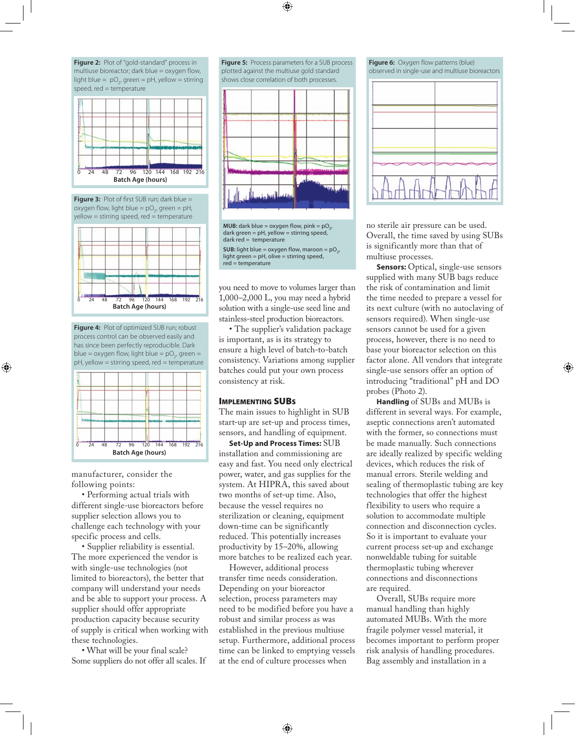**Figure 2:** Plot of "gold-standard" process in multiuse bioreactor; dark blue = oxygen flow, light blue = $pO_2$, green = pH, yellow = stirring speed, red = temperature

Batch Age (hours)

**Figure 3:** Plot of first SUB run; dark blue = oxygen flow, light blue = $pO_2$, green = pH, yellow = stirring speed, red = temperature

Batch Age (hours)

**Figure 4:** Plot of optimized SUB run; robust process control can be observed easily and has since been perfectly reproducible. Dark blue = oxygen flow, light blue = $pO_2$, green = pH, yellow = stirring speed, red = temperature

Batch Age (hours)

manufacturer, consider the following points:

• Performing actual trials with different single-use bioreactors before supplier selection allows you to challenge each technology with your specific process and cells.

• Supplier reliability is essential. The more experienced the vendor is with single-use technologies (not limited to bioreactors), the better that company will understand your needs and be able to support your process. A supplier should offer appropriate production capacity because security of supply is critical when working with these technologies.

• What will be your final scale? Some suppliers do not offer all scales. If

**Figure 5:** Process parameters for a SUB process plotted against the multiuse gold standard shows close correlation of both processes.

**MUB:** dark blue = oxygen flow, pink = $pO_2$, dark green = pH, yellow = stirring speed, dark red = temperature

**SUB:** light blue = oxygen flow, maroon = $pO_2$, light green = pH, olive = stirring speed, red = temperature

you need to move to volumes larger than 1,000–2,000 L, you may need a hybrid solution with a single-use seed line and stainless-steel production bioreactors.

• The supplier's validation package is important, as is its strategy to ensure a high level of batch-to-batch consistency. Variations among supplier batches could put your own process consistency at risk.

## Implementing SUBs

The main issues to highlight in SUB start-up are set-up and process times, sensors, and handling of equipment.

**Set-Up and Process Times:** SUB installation and commissioning are easy and fast. You need only electrical power, water, and gas supplies for the system. At HIPRA, this saved about two months of set-up time. Also, because the vessel requires no sterilization or cleaning, equipment down-time can be significantly reduced. This potentially increases productivity by 15–20%, allowing more batches to be realized each year.

However, additional process transfer time needs consideration. Depending on your bioreactor selection, process parameters may need to be modified before you have a robust and similar process as was established in the previous multiuse setup. Furthermore, additional process time can be linked to emptying vessels at the end of culture processes when

**Figure 6:** Oxygen flow patterns (blue) observed in single-use and multiuse bioreactors

no sterile air pressure can be used. Overall, the time saved by using SUBs is significantly more than that of multiuse processes.

**Sensors:** Optical, single-use sensors supplied with many SUB bags reduce the risk of contamination and limit the time needed to prepare a vessel for its next culture (with no autoclaving of sensors required). When single-use sensors cannot be used for a given process, however, there is no need to base your bioreactor selection on this factor alone. All vendors that integrate single-use sensors offer an option of introducing "traditional" pH and DO probes (Photo 2).

**Handling** of SUBs and MUBs is different in several ways. For example, aseptic connections aren't automated with the former, so connections must be made manually. Such connections are ideally realized by specific welding devices, which reduces the risk of manual errors. Sterile welding and sealing of thermoplastic tubing are key technologies that offer the highest flexibility to users who require a solution to accommodate multiple connection and disconnection cycles. So it is important to evaluate your current process set-up and exchange nonweldable tubing for suitable thermoplastic tubing wherever connections and disconnections are required.

Overall, SUBs require more manual handling than highly automated MUBs. With the more fragile polymer vessel material, it becomes important to perform proper risk analysis of handling procedures. Bag assembly and installation in a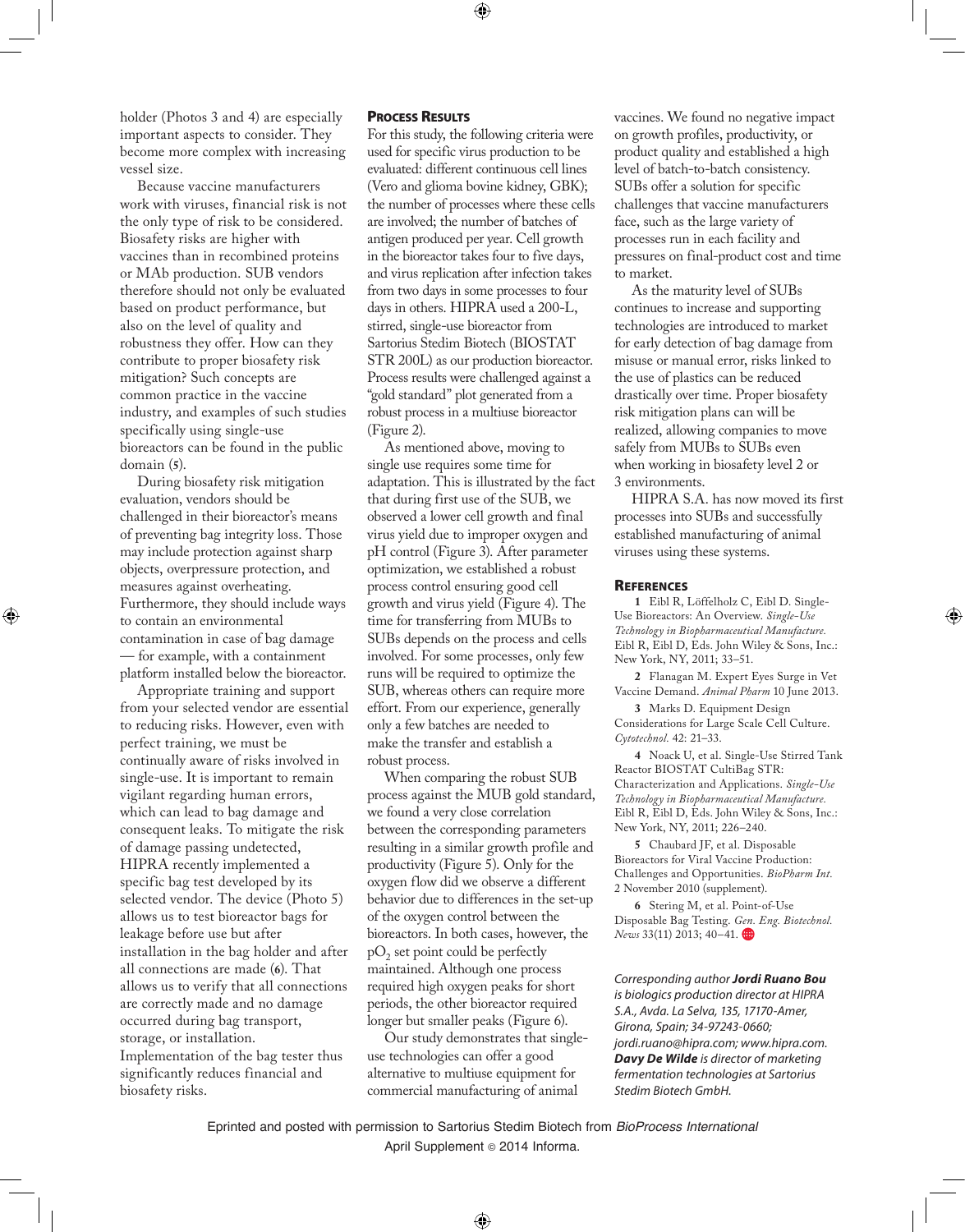holder (Photos 3 and 4) are especially important aspects to consider. They become more complex with increasing vessel size.

Because vaccine manufacturers work with viruses, financial risk is not the only type of risk to be considered. Biosafety risks are higher with vaccines than in recombined proteins or MAb production. SUB vendors therefore should not only be evaluated based on product performance, but also on the level of quality and robustness they offer. How can they contribute to proper biosafety risk mitigation? Such concepts are common practice in the vaccine industry, and examples of such studies specifically using single-use bioreactors can be found in the public domain (**5**).

During biosafety risk mitigation evaluation, vendors should be challenged in their bioreactor's means of preventing bag integrity loss. Those may include protection against sharp objects, overpressure protection, and measures against overheating. Furthermore, they should include ways to contain an environmental contamination in case of bag damage — for example, with a containment platform installed below the bioreactor.

Appropriate training and support from your selected vendor are essential to reducing risks. However, even with perfect training, we must be continually aware of risks involved in single-use. It is important to remain vigilant regarding human errors, which can lead to bag damage and consequent leaks. To mitigate the risk of damage passing undetected, HIPRA recently implemented a specific bag test developed by its selected vendor. The device (Photo 5) allows us to test bioreactor bags for leakage before use but after installation in the bag holder and after all connections are made (**6**). That allows us to verify that all connections are correctly made and no damage occurred during bag transport, storage, or installation. Implementation of the bag tester thus significantly reduces financial and biosafety risks.

## Process Results

For this study, the following criteria were used for specific virus production to be evaluated: different continuous cell lines (Vero and glioma bovine kidney, GBK); the number of processes where these cells are involved; the number of batches of antigen produced per year. Cell growth in the bioreactor takes four to five days, and virus replication after infection takes from two days in some processes to four days in others. HIPRA used a 200-L, stirred, single-use bioreactor from Sartorius Stedim Biotech (BIOSTAT STR 200L) as our production bioreactor. Process results were challenged against a "gold standard" plot generated from a robust process in a multiuse bioreactor (Figure 2).

As mentioned above, moving to single use requires some time for adaptation. This is illustrated by the fact that during first use of the SUB, we observed a lower cell growth and final virus yield due to improper oxygen and pH control (Figure 3). After parameter optimization, we established a robust process control ensuring good cell growth and virus yield (Figure 4). The time for transferring from MUBs to SUBs depends on the process and cells involved. For some processes, only few runs will be required to optimize the SUB, whereas others can require more effort. From our experience, generally only a few batches are needed to make the transfer and establish a robust process.

When comparing the robust SUB process against the MUB gold standard, we found a very close correlation between the corresponding parameters resulting in a similar growth profile and productivity (Figure 5). Only for the oxygen flow did we observe a different behavior due to differences in the set-up of the oxygen control between the bioreactors. In both cases, however, the $pO_2$ set point could be perfectly maintained. Although one process required high oxygen peaks for short periods, the other bioreactor required longer but smaller peaks (Figure 6).

Our study demonstrates that single-use technologies can offer a good alternative to multiuse equipment for commercial manufacturing of animal vaccines. We found no negative impact on growth profiles, productivity, or product quality and established a high level of batch-to-batch consistency. SUBs offer a solution for specific challenges that vaccine manufacturers face, such as the large variety of processes run in each facility and pressures on final-product cost and time to market.

As the maturity level of SUBs continues to increase and supporting technologies are introduced to market for early detection of bag damage from misuse or manual error, risks linked to the use of plastics can be reduced drastically over time. Proper biosafety risk mitigation plans can will be realized, allowing companies to move safely from MUBs to SUBs even when working in biosafety level 2 or 3 environments.

HIPRA S.A. has now moved its first processes into SUBs and successfully established manufacturing of animal viruses using these systems.

## References

**1** Eibl R, Löffelholz C, Eibl D. Single-Use Bioreactors: An Overview. *Single-Use Technology in Biopharmaceutical Manufacture.* Eibl R, Eibl D, Eds. John Wiley & Sons, Inc.: New York, NY, 2011; 33–51.

**2** Flanagan M. Expert Eyes Surge in Vet Vaccine Demand. *Animal Pharm* 10 June 2013.

**3** Marks D. Equipment Design Considerations for Large Scale Cell Culture. *Cytotechnol.* 42: 21–33.

**4** Noack U, et al. Single-Use Stirred Tank Reactor BIOSTAT CultiBag STR: Characterization and Applications. *Single-Use Technology in Biopharmaceutical Manufacture.* Eibl R, Eibl D, Eds. John Wiley & Sons, Inc.: New York, NY, 2011; 226–240.

**5** Chaubard JF, et al. Disposable Bioreactors for Viral Vaccine Production: Challenges and Opportunities. *BioPharm Int.* 2 November 2010 (supplement).

**6** Stering M, et al. Point-of-Use Disposable Bag Testing. *Gen. Eng. Biotechnol. News* 33(11) 2013; 40–41.

*Corresponding author **Jordi Ruano Bou** is biologics production director at HIPRA S.A., Avda. La Selva, 135, 17170-Amer, Girona, Spain; 34-97243-0660; jordi.ruano@hipra.com; www.hipra.com. **Davy De Wilde** is director of marketing fermentation technologies at Sartorius Stedim Biotech GmbH.*

Eprinted and posted with permission to Sartorius Stedim Biotech from *BioProcess International* April Supplement © 2014 Informa.